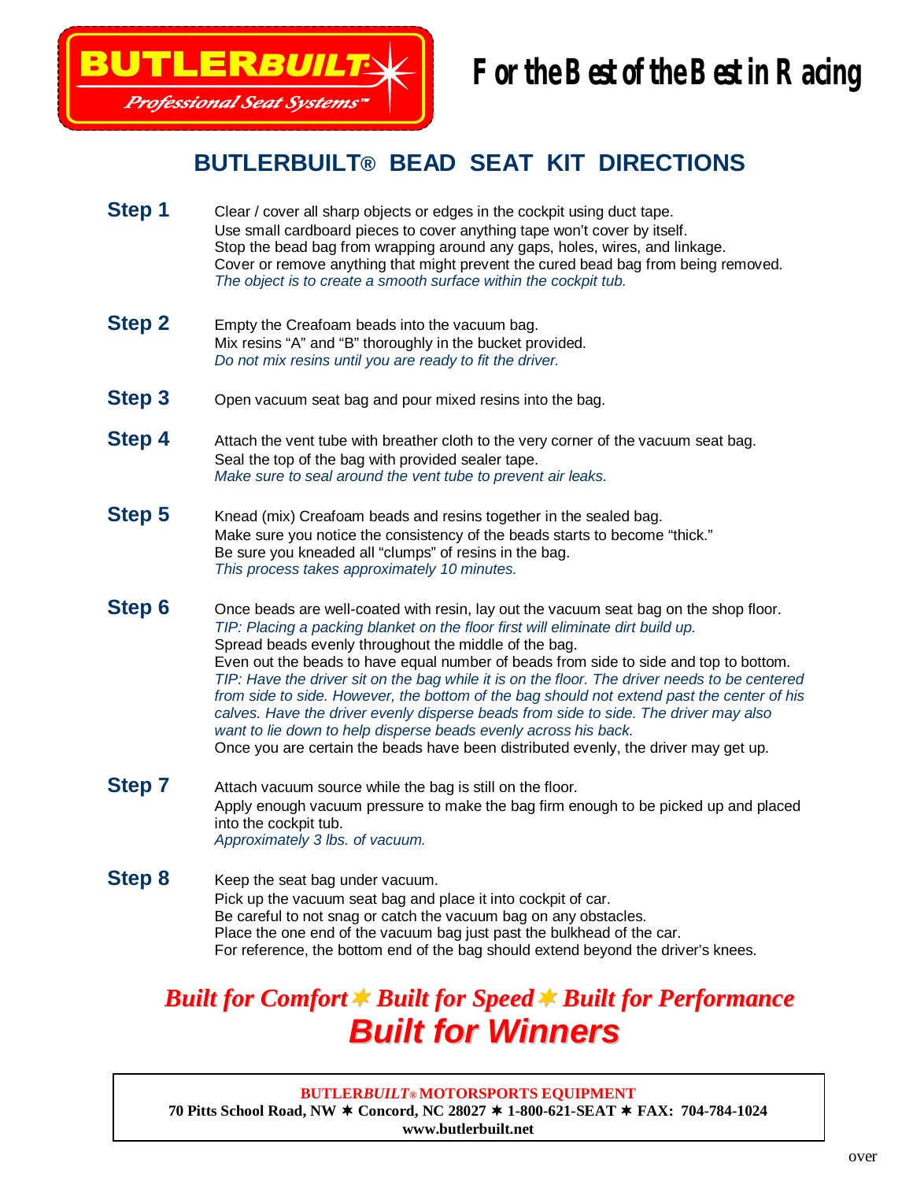**BUTLERBUILT** *Professional Seat Systems™*

**For the Best of the Best in Racing**

## BUTLERBUILT® BEAD SEAT KIT DIRECTIONS

**Step 1**

Clear / cover all sharp objects or edges in the cockpit using duct tape.
Use small cardboard pieces to cover anything tape won't cover by itself.
Stop the bead bag from wrapping around any gaps, holes, wires, and linkage.
Cover or remove anything that might prevent the cured bead bag from being removed.
*The object is to create a smooth surface within the cockpit tub.*

**Step 2**

Empty the Creafoam beads into the vacuum bag.
Mix resins "A" and "B" thoroughly in the bucket provided.
*Do not mix resins until you are ready to fit the driver.*

**Step 3**

Open vacuum seat bag and pour mixed resins into the bag.

**Step 4**

Attach the vent tube with breather cloth to the very corner of the vacuum seat bag.
Seal the top of the bag with provided sealer tape.
*Make sure to seal around the vent tube to prevent air leaks.*

**Step 5**

Knead (mix) Creafoam beads and resins together in the sealed bag.
Make sure you notice the consistency of the beads starts to become "thick."
Be sure you kneaded all "clumps" of resins in the bag.
*This process takes approximately 10 minutes.*

**Step 6**

Once beads are well-coated with resin, lay out the vacuum seat bag on the shop floor.
*TIP: Placing a packing blanket on the floor first will eliminate dirt build up.*
Spread beads evenly throughout the middle of the bag.
Even out the beads to have equal number of beads from side to side and top to bottom.
*TIP: Have the driver sit on the bag while it is on the floor. The driver needs to be centered from side to side. However, the bottom of the bag should not extend past the center of his calves. Have the driver evenly disperse beads from side to side. The driver may also want to lie down to help disperse beads evenly across his back.*
Once you are certain the beads have been distributed evenly, the driver may get up.

**Step 7**

Attach vacuum source while the bag is still on the floor.
Apply enough vacuum pressure to make the bag firm enough to be picked up and placed into the cockpit tub.
*Approximately 3 lbs. of vacuum.*

**Step 8**

Keep the seat bag under vacuum.
Pick up the vacuum seat bag and place it into cockpit of car.
Be careful to not snag or catch the vacuum bag on any obstacles.
Place the one end of the vacuum bag just past the bulkhead of the car.
For reference, the bottom end of the bag should extend beyond the driver's knees.

***Built for Comfort ✶ Built for Speed ✶ Built for Performance***
***Built for Winners***

**BUTLER*BUILT*® MOTORSPORTS EQUIPMENT**
**70 Pitts School Road, NW ✶ Concord, NC 28027 ✶ 1-800-621-SEAT ✶ FAX: 704-784-1024**
**www.butlerbuilt.net**

over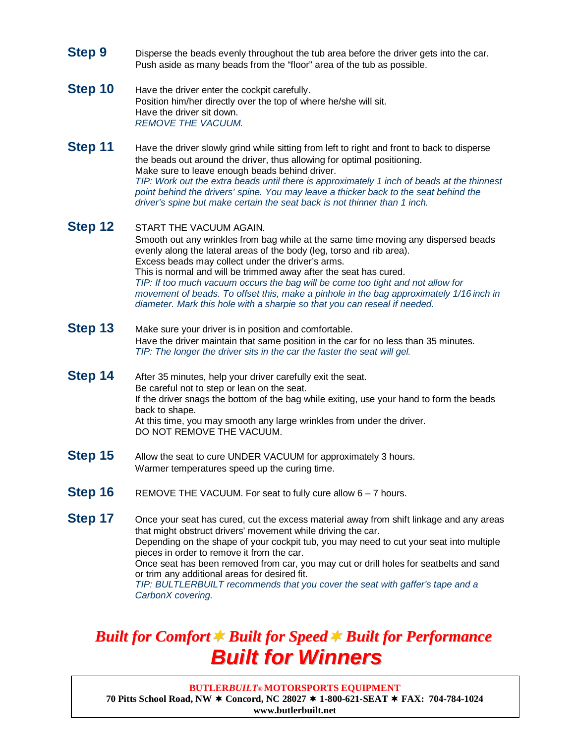**Step 9** Disperse the beads evenly throughout the tub area before the driver gets into the car. Push aside as many beads from the "floor" area of the tub as possible.

**Step 10** Have the driver enter the cockpit carefully.
Position him/her directly over the top of where he/she will sit.
Have the driver sit down.
*REMOVE THE VACUUM.*

**Step 11** Have the driver slowly grind while sitting from left to right and front to back to disperse the beads out around the driver, thus allowing for optimal positioning.
Make sure to leave enough beads behind driver.
*TIP: Work out the extra beads until there is approximately 1 inch of beads at the thinnest point behind the drivers' spine. You may leave a thicker back to the seat behind the driver's spine but make certain the seat back is not thinner than 1 inch.*

**Step 12** START THE VACUUM AGAIN.
Smooth out any wrinkles from bag while at the same time moving any dispersed beads evenly along the lateral areas of the body (leg, torso and rib area).
Excess beads may collect under the driver's arms.
This is normal and will be trimmed away after the seat has cured.
*TIP: If too much vacuum occurs the bag will be come too tight and not allow for movement of beads. To offset this, make a pinhole in the bag approximately 1/16 inch in diameter. Mark this hole with a sharpie so that you can reseal if needed.*

**Step 13** Make sure your driver is in position and comfortable.
Have the driver maintain that same position in the car for no less than 35 minutes.
*TIP: The longer the driver sits in the car the faster the seat will gel.*

**Step 14** After 35 minutes, help your driver carefully exit the seat.
Be careful not to step or lean on the seat.
If the driver snags the bottom of the bag while exiting, use your hand to form the beads back to shape.
At this time, you may smooth any large wrinkles from under the driver.
DO NOT REMOVE THE VACUUM.

**Step 15** Allow the seat to cure UNDER VACUUM for approximately 3 hours.
Warmer temperatures speed up the curing time.

**Step 16** REMOVE THE VACUUM. For seat to fully cure allow 6 – 7 hours.

**Step 17** Once your seat has cured, cut the excess material away from shift linkage and any areas that might obstruct drivers' movement while driving the car.
Depending on the shape of your cockpit tub, you may need to cut your seat into multiple pieces in order to remove it from the car.
Once seat has been removed from car, you may cut or drill holes for seatbelts and sand or trim any additional areas for desired fit.
*TIP: BULTLERBUILT recommends that you cover the seat with gaffer's tape and a CarbonX covering.*

***Built for Comfort ✶ Built for Speed ✶ Built for Performance***

***Built for Winners***

**BUTLER*BUILT*® MOTORSPORTS EQUIPMENT**
**70 Pitts School Road, NW ✶ Concord, NC 28027 ✶ 1-800-621-SEAT ✶ FAX: 704-784-1024**
**www.butlerbuilt.net**